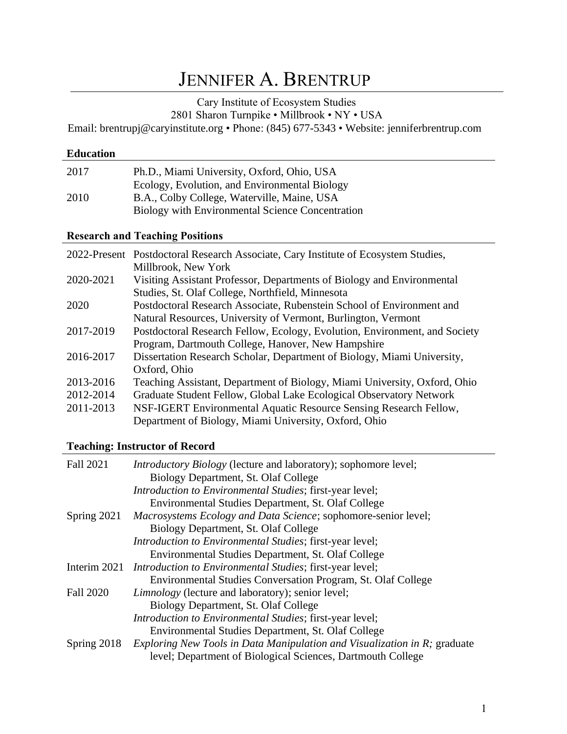# JENNIFER A. BRENTRUP

Cary Institute of Ecosystem Studies
2801 Sharon Turnpike • Millbrook • NY • USA
Email: brentrupj@caryinstitute.org • Phone: (845) 677-5343 • Website: jenniferbrentrup.com

## Education

| | |
|---|---|
| 2017 | Ph.D., Miami University, Oxford, Ohio, USA<br>Ecology, Evolution, and Environmental Biology |
| 2010 | B.A., Colby College, Waterville, Maine, USA<br>Biology with Environmental Science Concentration |

## Research and Teaching Positions

| | |
|---|---|
| 2022-Present | Postdoctoral Research Associate, Cary Institute of Ecosystem Studies, Millbrook, New York |
| 2020-2021 | Visiting Assistant Professor, Departments of Biology and Environmental Studies, St. Olaf College, Northfield, Minnesota |
| 2020 | Postdoctoral Research Associate, Rubenstein School of Environment and Natural Resources, University of Vermont, Burlington, Vermont |
| 2017-2019 | Postdoctoral Research Fellow, Ecology, Evolution, Environment, and Society Program, Dartmouth College, Hanover, New Hampshire |
| 2016-2017 | Dissertation Research Scholar, Department of Biology, Miami University, Oxford, Ohio |
| 2013-2016 | Teaching Assistant, Department of Biology, Miami University, Oxford, Ohio |
| 2012-2014 | Graduate Student Fellow, Global Lake Ecological Observatory Network |
| 2011-2013 | NSF-IGERT Environmental Aquatic Resource Sensing Research Fellow, Department of Biology, Miami University, Oxford, Ohio |

## Teaching: Instructor of Record

| | |
|---|---|
| Fall 2021 | *Introductory Biology* (lecture and laboratory); sophomore level;<br>Biology Department, St. Olaf College |
| | *Introduction to Environmental Studies*; first-year level;<br>Environmental Studies Department, St. Olaf College |
| Spring 2021 | *Macrosystems Ecology and Data Science*; sophomore-senior level;<br>Biology Department, St. Olaf College |
| | *Introduction to Environmental Studies*; first-year level;<br>Environmental Studies Department, St. Olaf College |
| Interim 2021 | *Introduction to Environmental Studies*; first-year level;<br>Environmental Studies Conversation Program, St. Olaf College |
| Fall 2020 | *Limnology* (lecture and laboratory); senior level;<br>Biology Department, St. Olaf College |
| | *Introduction to Environmental Studies*; first-year level;<br>Environmental Studies Department, St. Olaf College |
| Spring 2018 | *Exploring New Tools in Data Manipulation and Visualization in R;* graduate level; Department of Biological Sciences, Dartmouth College |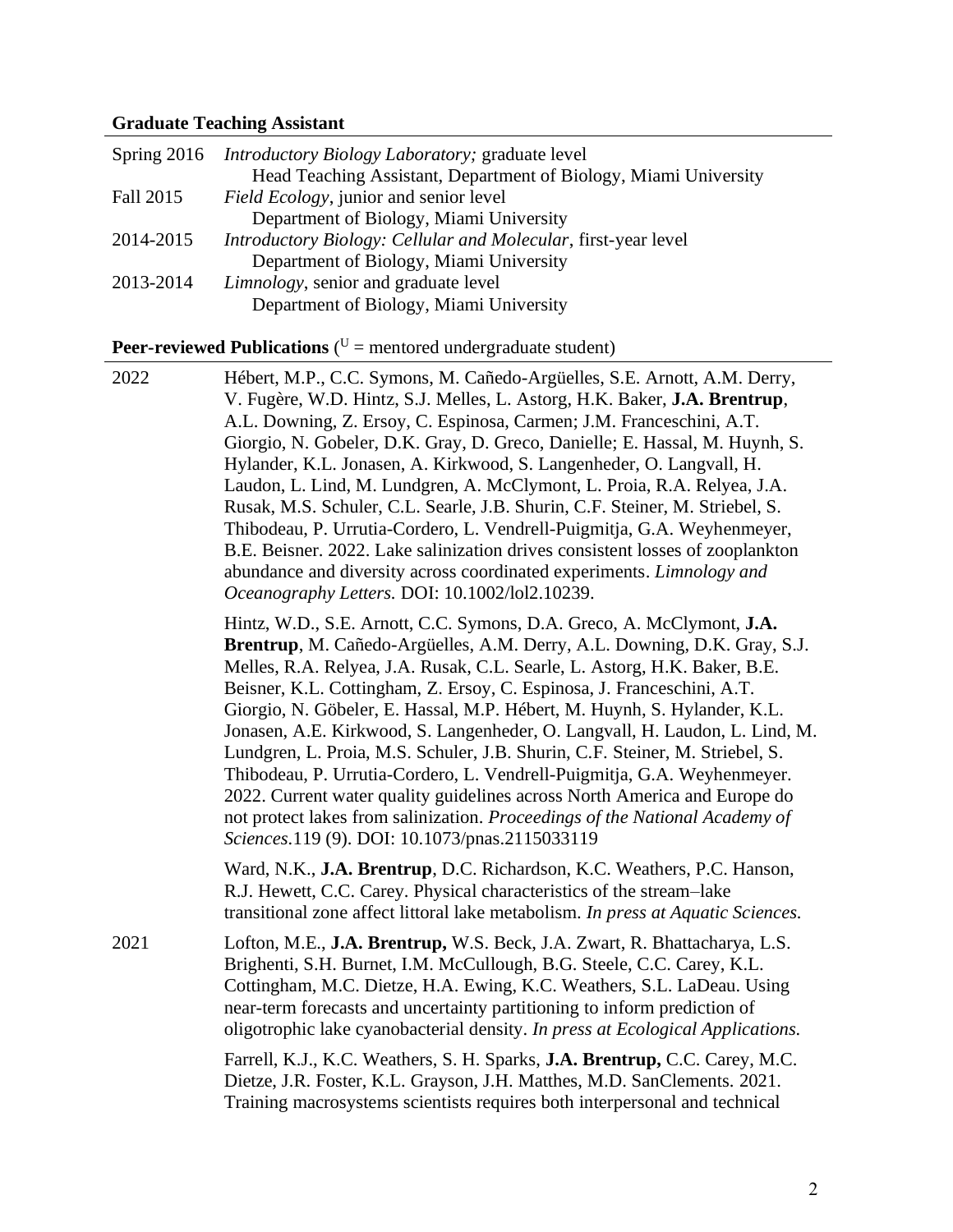**Graduate Teaching Assistant**

Spring 2016 *Introductory Biology Laboratory;* graduate level
Head Teaching Assistant, Department of Biology, Miami University

Fall 2015 *Field Ecology*, junior and senior level
Department of Biology, Miami University

2014-2015 *Introductory Biology: Cellular and Molecular*, first-year level
Department of Biology, Miami University

2013-2014 *Limnology*, senior and graduate level
Department of Biology, Miami University

**Peer-reviewed Publications** ([U] = mentored undergraduate student)

2022

Hébert, M.P., C.C. Symons, M. Cañedo-Argüelles, S.E. Arnott, A.M. Derry, V. Fugère, W.D. Hintz, S.J. Melles, L. Astorg, H.K. Baker, **J.A. Brentrup**, A.L. Downing, Z. Ersoy, C. Espinosa, Carmen; J.M. Franceschini, A.T. Giorgio, N. Gobeler, D.K. Gray, D. Greco, Danielle; E. Hassal, M. Huynh, S. Hylander, K.L. Jonasen, A. Kirkwood, S. Langenheder, O. Langvall, H. Laudon, L. Lind, M. Lundgren, A. McClymont, L. Proia, R.A. Relyea, J.A. Rusak, M.S. Schuler, C.L. Searle, J.B. Shurin, C.F. Steiner, M. Striebel, S. Thibodeau, P. Urrutia-Cordero, L. Vendrell-Puigmitja, G.A. Weyhenmeyer, B.E. Beisner. 2022. Lake salinization drives consistent losses of zooplankton abundance and diversity across coordinated experiments. *Limnology and Oceanography Letters.* DOI: 10.1002/lol2.10239.

Hintz, W.D., S.E. Arnott, C.C. Symons, D.A. Greco, A. McClymont, **J.A. Brentrup**, M. Cañedo-Argüelles, A.M. Derry, A.L. Downing, D.K. Gray, S.J. Melles, R.A. Relyea, J.A. Rusak, C.L. Searle, L. Astorg, H.K. Baker, B.E. Beisner, K.L. Cottingham, Z. Ersoy, C. Espinosa, J. Franceschini, A.T. Giorgio, N. Göbeler, E. Hassal, M.P. Hébert, M. Huynh, S. Hylander, K.L. Jonasen, A.E. Kirkwood, S. Langenheder, O. Langvall, H. Laudon, L. Lind, M. Lundgren, L. Proia, M.S. Schuler, J.B. Shurin, C.F. Steiner, M. Striebel, S. Thibodeau, P. Urrutia-Cordero, L. Vendrell-Puigmitja, G.A. Weyhenmeyer. 2022. Current water quality guidelines across North America and Europe do not protect lakes from salinization. *Proceedings of the National Academy of Sciences.*119 (9). DOI: 10.1073/pnas.2115033119

Ward, N.K., **J.A. Brentrup**, D.C. Richardson, K.C. Weathers, P.C. Hanson, R.J. Hewett, C.C. Carey. Physical characteristics of the stream–lake transitional zone affect littoral lake metabolism. *In press at Aquatic Sciences.*

2021

Lofton, M.E., **J.A. Brentrup,** W.S. Beck, J.A. Zwart, R. Bhattacharya, L.S. Brighenti, S.H. Burnet, I.M. McCullough, B.G. Steele, C.C. Carey, K.L. Cottingham, M.C. Dietze, H.A. Ewing, K.C. Weathers, S.L. LaDeau. Using near-term forecasts and uncertainty partitioning to inform prediction of oligotrophic lake cyanobacterial density. *In press at Ecological Applications.*

Farrell, K.J., K.C. Weathers, S. H. Sparks, **J.A. Brentrup,** C.C. Carey, M.C. Dietze, J.R. Foster, K.L. Grayson, J.H. Matthes, M.D. SanClements. 2021. Training macrosystems scientists requires both interpersonal and technical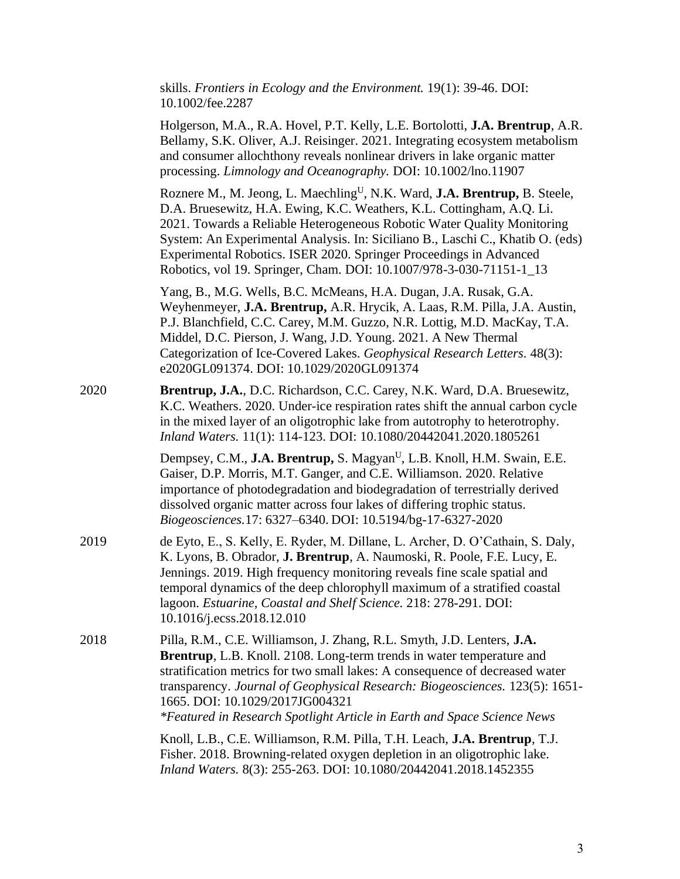skills. *Frontiers in Ecology and the Environment.* 19(1): 39-46. DOI: 10.1002/fee.2287

Holgerson, M.A., R.A. Hovel, P.T. Kelly, L.E. Bortolotti, **J.A. Brentrup**, A.R. Bellamy, S.K. Oliver, A.J. Reisinger. 2021. Integrating ecosystem metabolism and consumer allochthony reveals nonlinear drivers in lake organic matter processing. *Limnology and Oceanography.* DOI: 10.1002/lno.11907

Roznere M., M. Jeong, L. Maechling[U], N.K. Ward, **J.A. Brentrup,** B. Steele, D.A. Bruesewitz, H.A. Ewing, K.C. Weathers, K.L. Cottingham, A.Q. Li. 2021. Towards a Reliable Heterogeneous Robotic Water Quality Monitoring System: An Experimental Analysis. In: Siciliano B., Laschi C., Khatib O. (eds) Experimental Robotics. ISER 2020. Springer Proceedings in Advanced Robotics, vol 19. Springer, Cham. DOI: 10.1007/978-3-030-71151-1_13

Yang, B., M.G. Wells, B.C. McMeans, H.A. Dugan, J.A. Rusak, G.A. Weyhenmeyer, **J.A. Brentrup,** A.R. Hrycik, A. Laas, R.M. Pilla, J.A. Austin, P.J. Blanchfield, C.C. Carey, M.M. Guzzo, N.R. Lottig, M.D. MacKay, T.A. Middel, D.C. Pierson, J. Wang, J.D. Young. 2021. A New Thermal Categorization of Ice-Covered Lakes. *Geophysical Research Letters.* 48(3): e2020GL091374. DOI: 10.1029/2020GL091374

2020

**Brentrup, J.A.**, D.C. Richardson, C.C. Carey, N.K. Ward, D.A. Bruesewitz, K.C. Weathers. 2020. Under-ice respiration rates shift the annual carbon cycle in the mixed layer of an oligotrophic lake from autotrophy to heterotrophy. *Inland Waters.* 11(1): 114-123. DOI: 10.1080/20442041.2020.1805261

Dempsey, C.M., **J.A. Brentrup,** S. Magyan[U], L.B. Knoll, H.M. Swain, E.E. Gaiser, D.P. Morris, M.T. Ganger, and C.E. Williamson. 2020. Relative importance of photodegradation and biodegradation of terrestrially derived dissolved organic matter across four lakes of differing trophic status. *Biogeosciences.*17: 6327–6340. DOI: 10.5194/bg-17-6327-2020

2019

de Eyto, E., S. Kelly, E. Ryder, M. Dillane, L. Archer, D. O'Cathain, S. Daly, K. Lyons, B. Obrador, **J. Brentrup**, A. Naumoski, R. Poole, F.E. Lucy, E. Jennings. 2019. High frequency monitoring reveals fine scale spatial and temporal dynamics of the deep chlorophyll maximum of a stratified coastal lagoon. *Estuarine, Coastal and Shelf Science.* 218: 278-291. DOI: 10.1016/j.ecss.2018.12.010

2018

Pilla, R.M., C.E. Williamson, J. Zhang, R.L. Smyth, J.D. Lenters, **J.A. Brentrup**, L.B. Knoll. 2108. Long-term trends in water temperature and stratification metrics for two small lakes: A consequence of decreased water transparency. *Journal of Geophysical Research: Biogeosciences.* 123(5): 1651-1665. DOI: 10.1029/2017JG004321
*\*Featured in Research Spotlight Article in Earth and Space Science News*

Knoll, L.B., C.E. Williamson, R.M. Pilla, T.H. Leach, **J.A. Brentrup**, T.J. Fisher. 2018. Browning-related oxygen depletion in an oligotrophic lake. *Inland Waters.* 8(3): 255-263. DOI: 10.1080/20442041.2018.1452355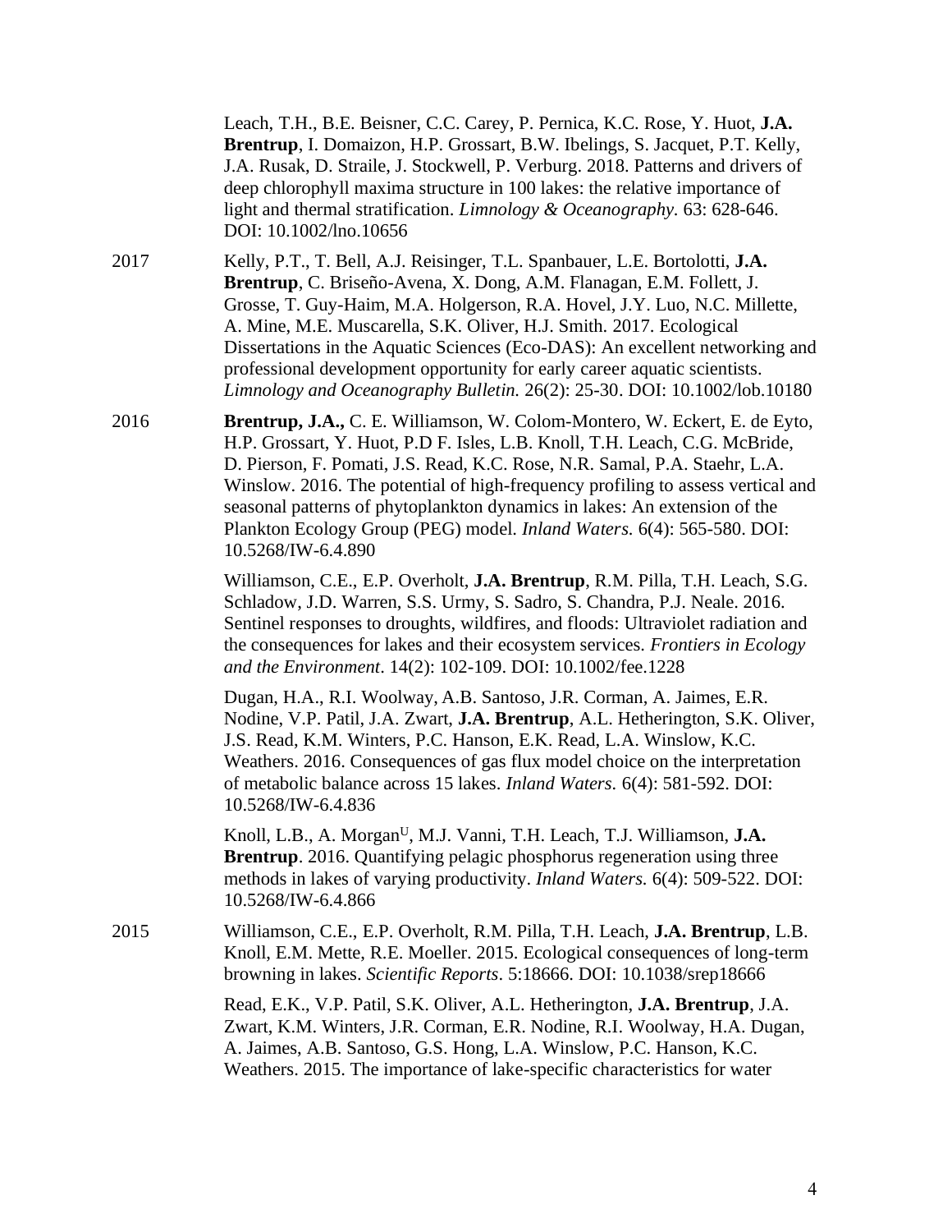Leach, T.H., B.E. Beisner, C.C. Carey, P. Pernica, K.C. Rose, Y. Huot, **J.A. Brentrup**, I. Domaizon, H.P. Grossart, B.W. Ibelings, S. Jacquet, P.T. Kelly, J.A. Rusak, D. Straile, J. Stockwell, P. Verburg. 2018. Patterns and drivers of deep chlorophyll maxima structure in 100 lakes: the relative importance of light and thermal stratification. *Limnology & Oceanography.* 63: 628-646. DOI: 10.1002/lno.10656

2017 Kelly, P.T., T. Bell, A.J. Reisinger, T.L. Spanbauer, L.E. Bortolotti, **J.A. Brentrup**, C. Briseño-Avena, X. Dong, A.M. Flanagan, E.M. Follett, J. Grosse, T. Guy-Haim, M.A. Holgerson, R.A. Hovel, J.Y. Luo, N.C. Millette, A. Mine, M.E. Muscarella, S.K. Oliver, H.J. Smith. 2017. Ecological Dissertations in the Aquatic Sciences (Eco-DAS): An excellent networking and professional development opportunity for early career aquatic scientists. *Limnology and Oceanography Bulletin.* 26(2): 25-30. DOI: 10.1002/lob.10180

2016 **Brentrup, J.A.,** C. E. Williamson, W. Colom-Montero, W. Eckert, E. de Eyto, H.P. Grossart, Y. Huot, P.D F. Isles, L.B. Knoll, T.H. Leach, C.G. McBride, D. Pierson, F. Pomati, J.S. Read, K.C. Rose, N.R. Samal, P.A. Staehr, L.A. Winslow. 2016. The potential of high-frequency profiling to assess vertical and seasonal patterns of phytoplankton dynamics in lakes: An extension of the Plankton Ecology Group (PEG) model. *Inland Waters.* 6(4): 565-580. DOI: 10.5268/IW-6.4.890

Williamson, C.E., E.P. Overholt, **J.A. Brentrup**, R.M. Pilla, T.H. Leach, S.G. Schladow, J.D. Warren, S.S. Urmy, S. Sadro, S. Chandra, P.J. Neale. 2016. Sentinel responses to droughts, wildfires, and floods: Ultraviolet radiation and the consequences for lakes and their ecosystem services. *Frontiers in Ecology and the Environment*. 14(2): 102-109. DOI: 10.1002/fee.1228

Dugan, H.A., R.I. Woolway, A.B. Santoso, J.R. Corman, A. Jaimes, E.R. Nodine, V.P. Patil, J.A. Zwart, **J.A. Brentrup**, A.L. Hetherington, S.K. Oliver, J.S. Read, K.M. Winters, P.C. Hanson, E.K. Read, L.A. Winslow, K.C. Weathers. 2016. Consequences of gas flux model choice on the interpretation of metabolic balance across 15 lakes. *Inland Waters.* 6(4): 581-592. DOI: 10.5268/IW-6.4.836

Knoll, L.B., A. Morgan[U], M.J. Vanni, T.H. Leach, T.J. Williamson, **J.A. Brentrup**. 2016. Quantifying pelagic phosphorus regeneration using three methods in lakes of varying productivity. *Inland Waters.* 6(4): 509-522. DOI: 10.5268/IW-6.4.866

2015 Williamson, C.E., E.P. Overholt, R.M. Pilla, T.H. Leach, **J.A. Brentrup**, L.B. Knoll, E.M. Mette, R.E. Moeller. 2015. Ecological consequences of long-term browning in lakes. *Scientific Reports*. 5:18666. DOI: 10.1038/srep18666

Read, E.K., V.P. Patil, S.K. Oliver, A.L. Hetherington, **J.A. Brentrup**, J.A. Zwart, K.M. Winters, J.R. Corman, E.R. Nodine, R.I. Woolway, H.A. Dugan, A. Jaimes, A.B. Santoso, G.S. Hong, L.A. Winslow, P.C. Hanson, K.C. Weathers. 2015. The importance of lake-specific characteristics for water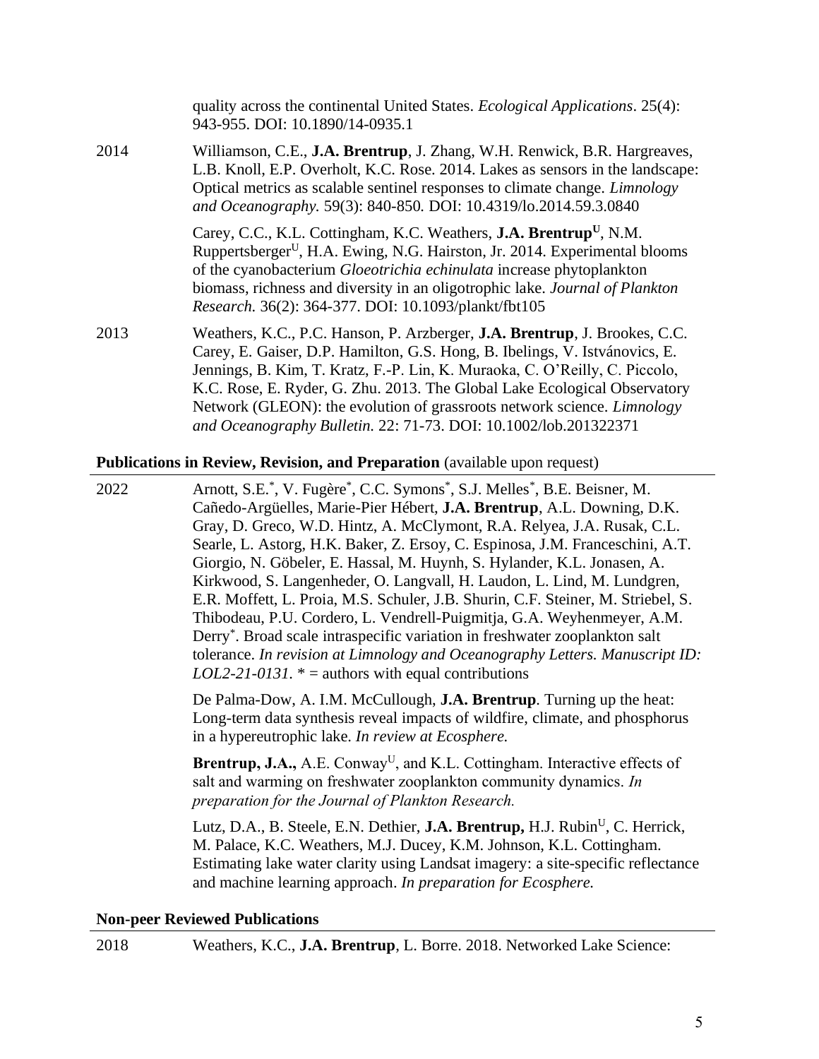quality across the continental United States. *Ecological Applications*. 25(4): 943-955. DOI: 10.1890/14-0935.1

2014 Williamson, C.E., **J.A. Brentrup**, J. Zhang, W.H. Renwick, B.R. Hargreaves, L.B. Knoll, E.P. Overholt, K.C. Rose. 2014. Lakes as sensors in the landscape: Optical metrics as scalable sentinel responses to climate change. *Limnology and Oceanography.* 59(3): 840-850. DOI: 10.4319/lo.2014.59.3.0840

Carey, C.C., K.L. Cottingham, K.C. Weathers, **J.A. Brentrup**[U], N.M. Ruppertsberger[U], H.A. Ewing, N.G. Hairston, Jr. 2014. Experimental blooms of the cyanobacterium *Gloeotrichia echinulata* increase phytoplankton biomass, richness and diversity in an oligotrophic lake. *Journal of Plankton Research.* 36(2): 364-377. DOI: 10.1093/plankt/fbt105

2013 Weathers, K.C., P.C. Hanson, P. Arzberger, **J.A. Brentrup**, J. Brookes, C.C. Carey, E. Gaiser, D.P. Hamilton, G.S. Hong, B. Ibelings, V. Istvánovics, E. Jennings, B. Kim, T. Kratz, F.-P. Lin, K. Muraoka, C. O'Reilly, C. Piccolo, K.C. Rose, E. Ryder, G. Zhu. 2013. The Global Lake Ecological Observatory Network (GLEON): the evolution of grassroots network science. *Limnology and Oceanography Bulletin.* 22: 71-73. DOI: 10.1002/lob.201322371

## **Publications in Review, Revision, and Preparation** (available upon request)

2022 Arnott, S.E.*, V. Fugère*, C.C. Symons*, S.J. Melles*, B.E. Beisner, M. Cañedo-Argüelles, Marie-Pier Hébert, **J.A. Brentrup**, A.L. Downing, D.K. Gray, D. Greco, W.D. Hintz, A. McClymont, R.A. Relyea, J.A. Rusak, C.L. Searle, L. Astorg, H.K. Baker, Z. Ersoy, C. Espinosa, J.M. Franceschini, A.T. Giorgio, N. Göbeler, E. Hassal, M. Huynh, S. Hylander, K.L. Jonasen, A. Kirkwood, S. Langenheder, O. Langvall, H. Laudon, L. Lind, M. Lundgren, E.R. Moffett, L. Proia, M.S. Schuler, J.B. Shurin, C.F. Steiner, M. Striebel, S. Thibodeau, P.U. Cordero, L. Vendrell-Puigmitja, G.A. Weyhenmeyer, A.M. Derry*. Broad scale intraspecific variation in freshwater zooplankton salt tolerance. *In revision at Limnology and Oceanography Letters. Manuscript ID: LOL2-21-0131*. * = authors with equal contributions

De Palma-Dow, A. I.M. McCullough, **J.A. Brentrup**. Turning up the heat: Long-term data synthesis reveal impacts of wildfire, climate, and phosphorus in a hypereutrophic lake. *In review at Ecosphere.*

**Brentrup, J.A.,** A.E. Conway[U], and K.L. Cottingham. Interactive effects of salt and warming on freshwater zooplankton community dynamics. *In preparation for the Journal of Plankton Research.*

Lutz, D.A., B. Steele, E.N. Dethier, **J.A. Brentrup,** H.J. Rubin[U], C. Herrick, M. Palace, K.C. Weathers, M.J. Ducey, K.M. Johnson, K.L. Cottingham. Estimating lake water clarity using Landsat imagery: a site-specific reflectance and machine learning approach. *In preparation for Ecosphere.*

## **Non-peer Reviewed Publications**

2018 Weathers, K.C., **J.A. Brentrup**, L. Borre. 2018. Networked Lake Science: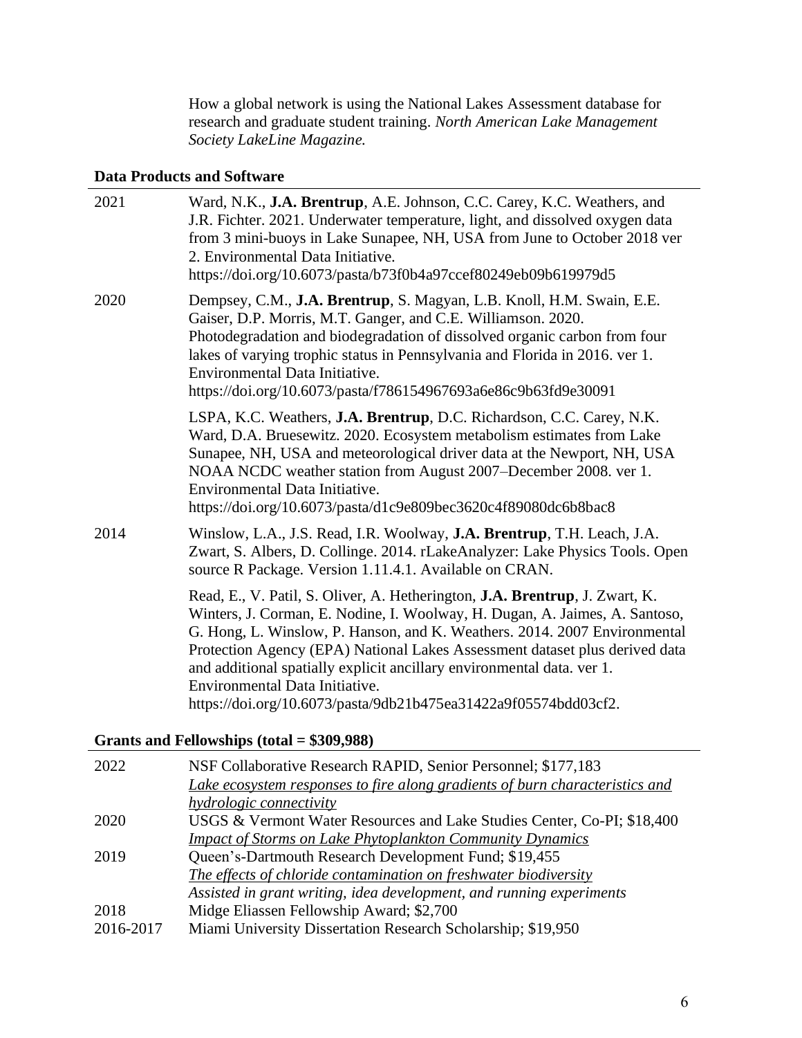How a global network is using the National Lakes Assessment database for research and graduate student training. *North American Lake Management Society LakeLine Magazine.*

## Data Products and Software

2021 — Ward, N.K., **J.A. Brentrup**, A.E. Johnson, C.C. Carey, K.C. Weathers, and J.R. Fichter. 2021. Underwater temperature, light, and dissolved oxygen data from 3 mini-buoys in Lake Sunapee, NH, USA from June to October 2018 ver 2. Environmental Data Initiative. https://doi.org/10.6073/pasta/b73f0b4a97ccef80249eb09b619979d5

2020 — Dempsey, C.M., **J.A. Brentrup**, S. Magyan, L.B. Knoll, H.M. Swain, E.E. Gaiser, D.P. Morris, M.T. Ganger, and C.E. Williamson. 2020. Photodegradation and biodegradation of dissolved organic carbon from four lakes of varying trophic status in Pennsylvania and Florida in 2016. ver 1. Environmental Data Initiative. https://doi.org/10.6073/pasta/f786154967693a6e86c9b63fd9e30091

LSPA, K.C. Weathers, **J.A. Brentrup**, D.C. Richardson, C.C. Carey, N.K. Ward, D.A. Bruesewitz. 2020. Ecosystem metabolism estimates from Lake Sunapee, NH, USA and meteorological driver data at the Newport, NH, USA NOAA NCDC weather station from August 2007–December 2008. ver 1. Environmental Data Initiative. https://doi.org/10.6073/pasta/d1c9e809bec3620c4f89080dc6b8bac8

2014 — Winslow, L.A., J.S. Read, I.R. Woolway, **J.A. Brentrup**, T.H. Leach, J.A. Zwart, S. Albers, D. Collinge. 2014. rLakeAnalyzer: Lake Physics Tools. Open source R Package. Version 1.11.4.1. Available on CRAN.

Read, E., V. Patil, S. Oliver, A. Hetherington, **J.A. Brentrup**, J. Zwart, K. Winters, J. Corman, E. Nodine, I. Woolway, H. Dugan, A. Jaimes, A. Santoso, G. Hong, L. Winslow, P. Hanson, and K. Weathers. 2014. 2007 Environmental Protection Agency (EPA) National Lakes Assessment dataset plus derived data and additional spatially explicit ancillary environmental data. ver 1. Environmental Data Initiative. https://doi.org/10.6073/pasta/9db21b475ea31422a9f05574bdd03cf2.

## Grants and Fellowships (total = $309,988)

2022 — NSF Collaborative Research RAPID, Senior Personnel; $177,183
*Lake ecosystem responses to fire along gradients of burn characteristics and hydrologic connectivity*

2020 — USGS & Vermont Water Resources and Lake Studies Center, Co-PI; $18,400
*Impact of Storms on Lake Phytoplankton Community Dynamics*

2019 — Queen's-Dartmouth Research Development Fund; $19,455
*The effects of chloride contamination on freshwater biodiversity*
*Assisted in grant writing, idea development, and running experiments*

2018 — Midge Eliassen Fellowship Award; $2,700

2016-2017 — Miami University Dissertation Research Scholarship; $19,950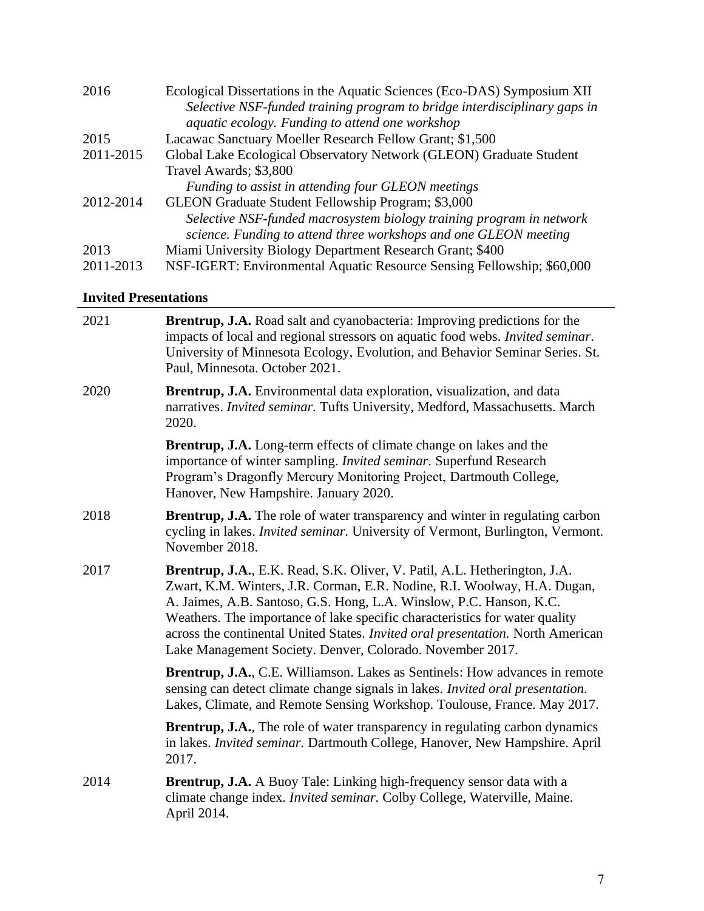| | |
|---|---|
| 2016 | Ecological Dissertations in the Aquatic Sciences (Eco-DAS) Symposium XII<br>*Selective NSF-funded training program to bridge interdisciplinary gaps in aquatic ecology. Funding to attend one workshop* |
| 2015 | Lacawac Sanctuary Moeller Research Fellow Grant; $1,500 |
| 2011-2015 | Global Lake Ecological Observatory Network (GLEON) Graduate Student Travel Awards; $3,800<br>*Funding to assist in attending four GLEON meetings* |
| 2012-2014 | GLEON Graduate Student Fellowship Program; $3,000<br>*Selective NSF-funded macrosystem biology training program in network science. Funding to attend three workshops and one GLEON meeting* |
| 2013 | Miami University Biology Department Research Grant; $400 |
| 2011-2013 | NSF-IGERT: Environmental Aquatic Resource Sensing Fellowship; $60,000 |

## Invited Presentations

2021 — **Brentrup, J.A.** Road salt and cyanobacteria: Improving predictions for the impacts of local and regional stressors on aquatic food webs. *Invited seminar*. University of Minnesota Ecology, Evolution, and Behavior Seminar Series. St. Paul, Minnesota. October 2021.

2020 — **Brentrup, J.A.** Environmental data exploration, visualization, and data narratives. *Invited seminar.* Tufts University, Medford, Massachusetts. March 2020.

**Brentrup, J.A.** Long-term effects of climate change on lakes and the importance of winter sampling. *Invited seminar*. Superfund Research Program's Dragonfly Mercury Monitoring Project, Dartmouth College, Hanover, New Hampshire. January 2020.

2018 — **Brentrup, J.A.** The role of water transparency and winter in regulating carbon cycling in lakes. *Invited seminar.* University of Vermont, Burlington, Vermont. November 2018.

2017 — **Brentrup, J.A.**, E.K. Read, S.K. Oliver, V. Patil, A.L. Hetherington, J.A. Zwart, K.M. Winters, J.R. Corman, E.R. Nodine, R.I. Woolway, H.A. Dugan, A. Jaimes, A.B. Santoso, G.S. Hong, L.A. Winslow, P.C. Hanson, K.C. Weathers. The importance of lake specific characteristics for water quality across the continental United States. *Invited oral presentation.* North American Lake Management Society. Denver, Colorado. November 2017.

**Brentrup, J.A.**, C.E. Williamson. Lakes as Sentinels: How advances in remote sensing can detect climate change signals in lakes. *Invited oral presentation*. Lakes, Climate, and Remote Sensing Workshop. Toulouse, France. May 2017.

**Brentrup, J.A.**, The role of water transparency in regulating carbon dynamics in lakes. *Invited seminar.* Dartmouth College, Hanover, New Hampshire. April 2017.

2014 — **Brentrup, J.A.** A Buoy Tale: Linking high-frequency sensor data with a climate change index. *Invited seminar.* Colby College, Waterville, Maine. April 2014.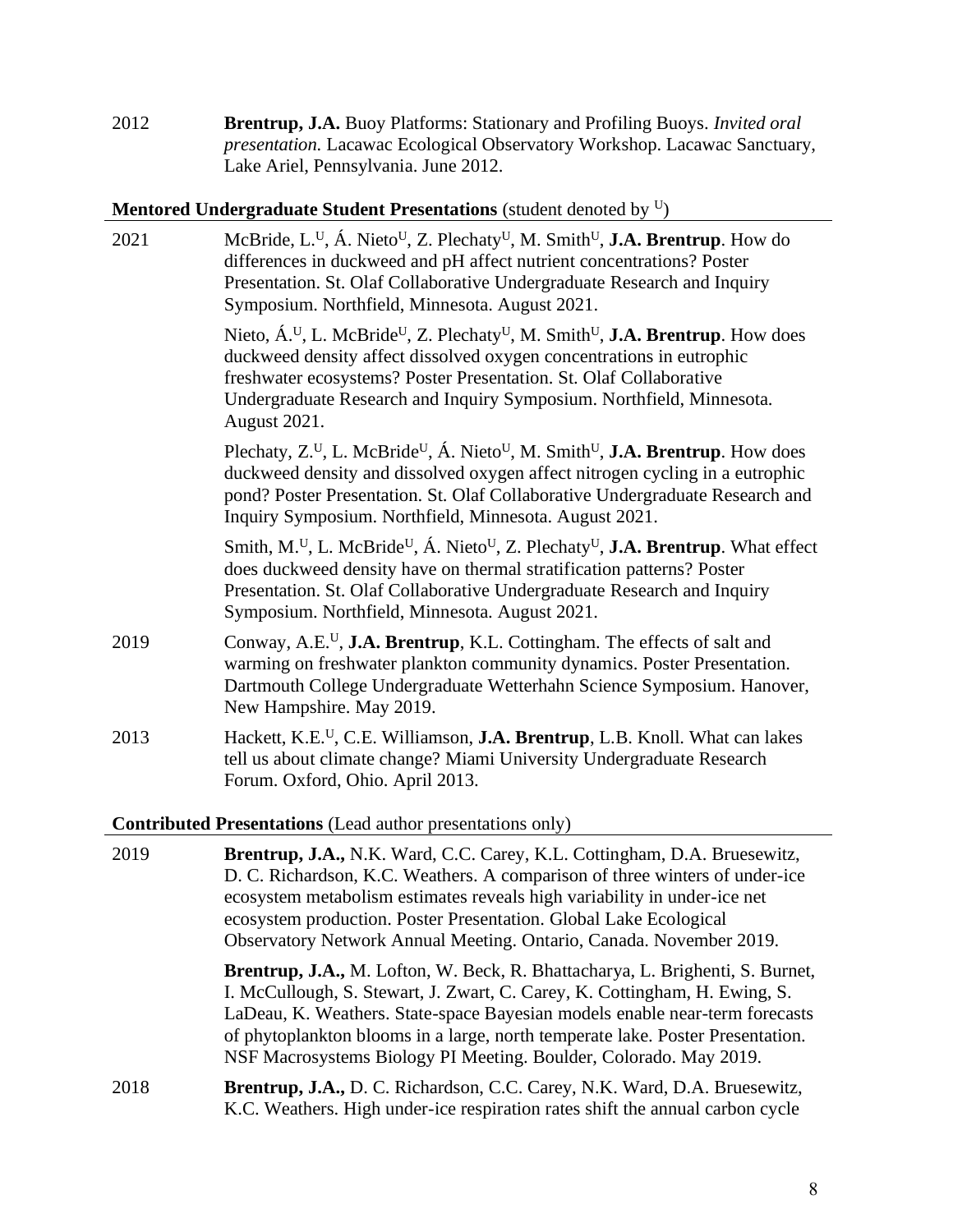2012 **Brentrup, J.A.** Buoy Platforms: Stationary and Profiling Buoys. *Invited oral presentation*. Lacawac Ecological Observatory Workshop. Lacawac Sanctuary, Lake Ariel, Pennsylvania. June 2012.

### Mentored Undergraduate Student Presentations (student denoted by [U])

2021 McBride, L.[U], Á. Nieto[U], Z. Plechaty[U], M. Smith[U], **J.A. Brentrup**. How do differences in duckweed and pH affect nutrient concentrations? Poster Presentation. St. Olaf Collaborative Undergraduate Research and Inquiry Symposium. Northfield, Minnesota. August 2021.

Nieto, Á.[U], L. McBride[U], Z. Plechaty[U], M. Smith[U], **J.A. Brentrup**. How does duckweed density affect dissolved oxygen concentrations in eutrophic freshwater ecosystems? Poster Presentation. St. Olaf Collaborative Undergraduate Research and Inquiry Symposium. Northfield, Minnesota. August 2021.

Plechaty, Z.[U], L. McBride[U], Á. Nieto[U], M. Smith[U], **J.A. Brentrup**. How does duckweed density and dissolved oxygen affect nitrogen cycling in a eutrophic pond? Poster Presentation. St. Olaf Collaborative Undergraduate Research and Inquiry Symposium. Northfield, Minnesota. August 2021.

Smith, M.[U], L. McBride[U], Á. Nieto[U], Z. Plechaty[U], **J.A. Brentrup**. What effect does duckweed density have on thermal stratification patterns? Poster Presentation. St. Olaf Collaborative Undergraduate Research and Inquiry Symposium. Northfield, Minnesota. August 2021.

2019 Conway, A.E.[U], **J.A. Brentrup**, K.L. Cottingham. The effects of salt and warming on freshwater plankton community dynamics. Poster Presentation. Dartmouth College Undergraduate Wetterhahn Science Symposium. Hanover, New Hampshire. May 2019.

2013 Hackett, K.E.[U], C.E. Williamson, **J.A. Brentrup**, L.B. Knoll. What can lakes tell us about climate change? Miami University Undergraduate Research Forum. Oxford, Ohio. April 2013.

### Contributed Presentations (Lead author presentations only)

2019 **Brentrup, J.A.,** N.K. Ward, C.C. Carey, K.L. Cottingham, D.A. Bruesewitz, D. C. Richardson, K.C. Weathers. A comparison of three winters of under-ice ecosystem metabolism estimates reveals high variability in under-ice net ecosystem production. Poster Presentation. Global Lake Ecological Observatory Network Annual Meeting. Ontario, Canada. November 2019.

**Brentrup, J.A.,** M. Lofton, W. Beck, R. Bhattacharya, L. Brighenti, S. Burnet, I. McCullough, S. Stewart, J. Zwart, C. Carey, K. Cottingham, H. Ewing, S. LaDeau, K. Weathers. State-space Bayesian models enable near-term forecasts of phytoplankton blooms in a large, north temperate lake. Poster Presentation. NSF Macrosystems Biology PI Meeting. Boulder, Colorado. May 2019.

2018 **Brentrup, J.A.,** D. C. Richardson, C.C. Carey, N.K. Ward, D.A. Bruesewitz, K.C. Weathers. High under-ice respiration rates shift the annual carbon cycle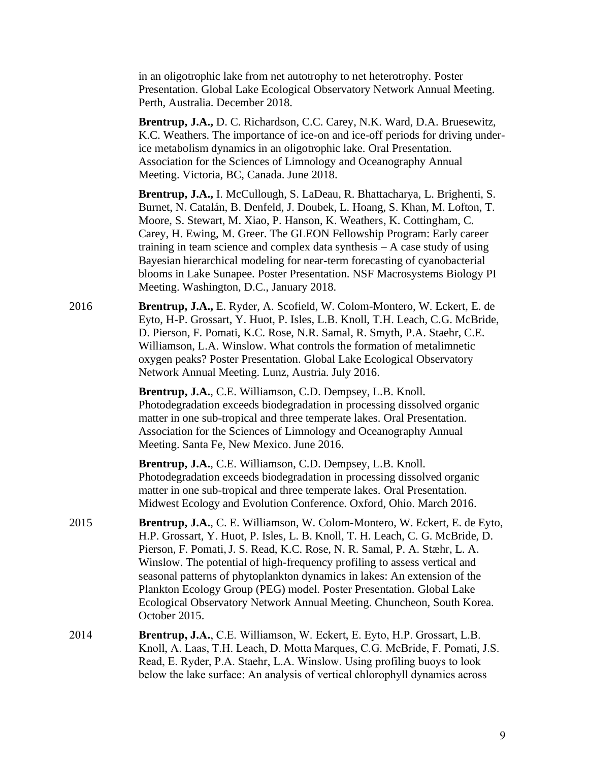in an oligotrophic lake from net autotrophy to net heterotrophy. Poster Presentation. Global Lake Ecological Observatory Network Annual Meeting. Perth, Australia. December 2018.

**Brentrup, J.A.,** D. C. Richardson, C.C. Carey, N.K. Ward, D.A. Bruesewitz, K.C. Weathers. The importance of ice-on and ice-off periods for driving under-ice metabolism dynamics in an oligotrophic lake. Oral Presentation. Association for the Sciences of Limnology and Oceanography Annual Meeting. Victoria, BC, Canada. June 2018.

**Brentrup, J.A.,** I. McCullough, S. LaDeau, R. Bhattacharya, L. Brighenti, S. Burnet, N. Catalán, B. Denfeld, J. Doubek, L. Hoang, S. Khan, M. Lofton, T. Moore, S. Stewart, M. Xiao, P. Hanson, K. Weathers, K. Cottingham, C. Carey, H. Ewing, M. Greer. The GLEON Fellowship Program: Early career training in team science and complex data synthesis – A case study of using Bayesian hierarchical modeling for near-term forecasting of cyanobacterial blooms in Lake Sunapee. Poster Presentation. NSF Macrosystems Biology PI Meeting. Washington, D.C., January 2018.

2016 **Brentrup, J.A.,** E. Ryder, A. Scofield, W. Colom-Montero, W. Eckert, E. de Eyto, H-P. Grossart, Y. Huot, P. Isles, L.B. Knoll, T.H. Leach, C.G. McBride, D. Pierson, F. Pomati, K.C. Rose, N.R. Samal, R. Smyth, P.A. Staehr, C.E. Williamson, L.A. Winslow. What controls the formation of metalimnetic oxygen peaks? Poster Presentation. Global Lake Ecological Observatory Network Annual Meeting. Lunz, Austria. July 2016.

**Brentrup, J.A.**, C.E. Williamson, C.D. Dempsey, L.B. Knoll. Photodegradation exceeds biodegradation in processing dissolved organic matter in one sub-tropical and three temperate lakes. Oral Presentation. Association for the Sciences of Limnology and Oceanography Annual Meeting. Santa Fe, New Mexico. June 2016.

**Brentrup, J.A.**, C.E. Williamson, C.D. Dempsey, L.B. Knoll. Photodegradation exceeds biodegradation in processing dissolved organic matter in one sub-tropical and three temperate lakes. Oral Presentation. Midwest Ecology and Evolution Conference. Oxford, Ohio. March 2016.

2015 **Brentrup, J.A.**, C. E. Williamson, W. Colom-Montero, W. Eckert, E. de Eyto, H.P. Grossart, Y. Huot, P. Isles, L. B. Knoll, T. H. Leach, C. G. McBride, D. Pierson, F. Pomati, J. S. Read, K.C. Rose, N. R. Samal, P. A. Stæhr, L. A. Winslow. The potential of high-frequency profiling to assess vertical and seasonal patterns of phytoplankton dynamics in lakes: An extension of the Plankton Ecology Group (PEG) model. Poster Presentation. Global Lake Ecological Observatory Network Annual Meeting. Chuncheon, South Korea. October 2015.

2014 **Brentrup, J.A.**, C.E. Williamson, W. Eckert, E. Eyto, H.P. Grossart, L.B. Knoll, A. Laas, T.H. Leach, D. Motta Marques, C.G. McBride, F. Pomati, J.S. Read, E. Ryder, P.A. Staehr, L.A. Winslow. Using profiling buoys to look below the lake surface: An analysis of vertical chlorophyll dynamics across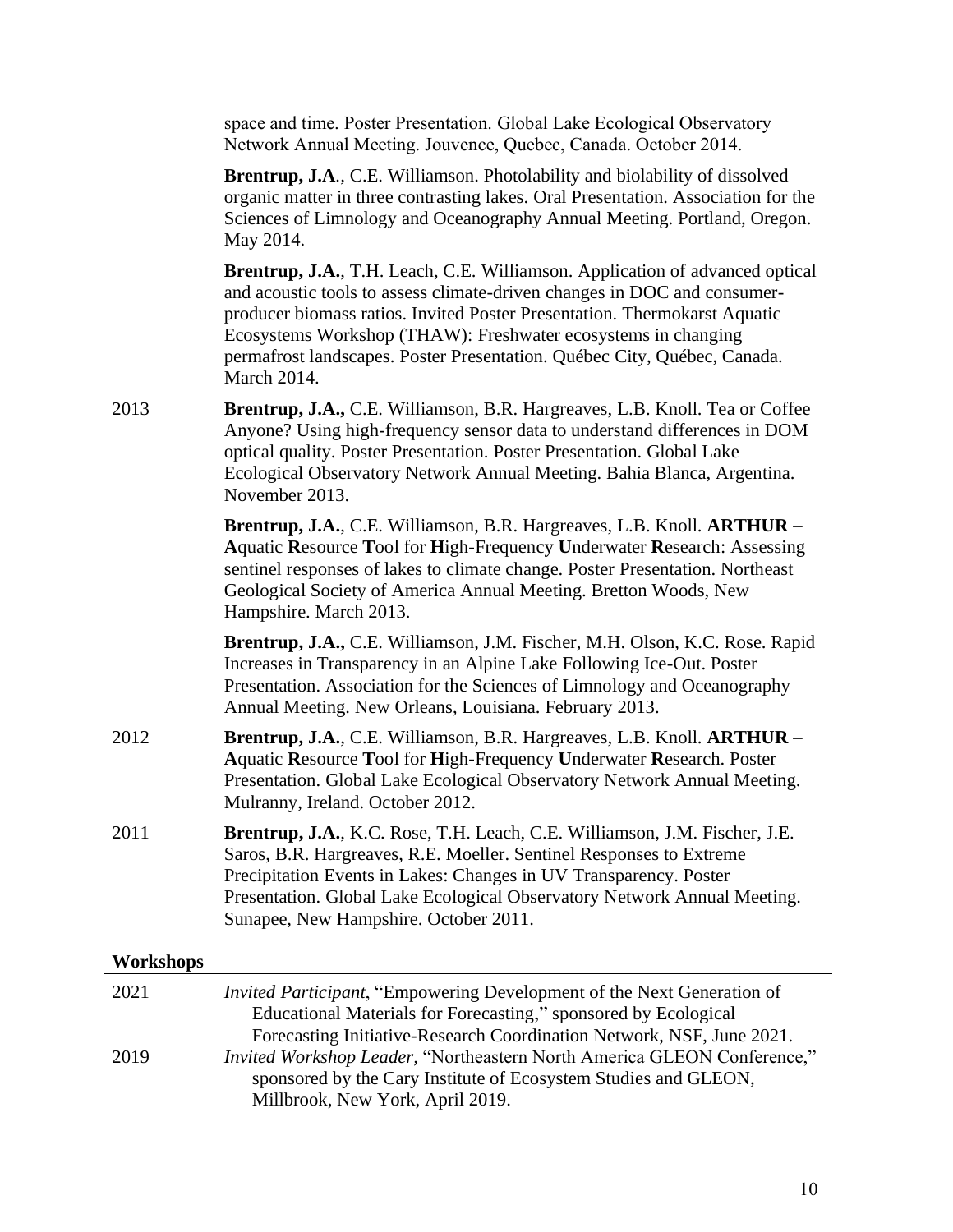space and time. Poster Presentation. Global Lake Ecological Observatory Network Annual Meeting. Jouvence, Quebec, Canada. October 2014.

**Brentrup, J.A.**, C.E. Williamson. Photolability and biolability of dissolved organic matter in three contrasting lakes. Oral Presentation. Association for the Sciences of Limnology and Oceanography Annual Meeting. Portland, Oregon. May 2014.

**Brentrup, J.A.**, T.H. Leach, C.E. Williamson. Application of advanced optical and acoustic tools to assess climate-driven changes in DOC and consumer-producer biomass ratios. Invited Poster Presentation. Thermokarst Aquatic Ecosystems Workshop (THAW): Freshwater ecosystems in changing permafrost landscapes. Poster Presentation. Québec City, Québec, Canada. March 2014.

2013 **Brentrup, J.A.,** C.E. Williamson, B.R. Hargreaves, L.B. Knoll. Tea or Coffee Anyone? Using high-frequency sensor data to understand differences in DOM optical quality. Poster Presentation. Poster Presentation. Global Lake Ecological Observatory Network Annual Meeting. Bahia Blanca, Argentina. November 2013.

**Brentrup, J.A.**, C.E. Williamson, B.R. Hargreaves, L.B. Knoll. **ARTHUR** – **A**quatic **R**esource **T**ool for **H**igh-Frequency **U**nderwater **R**esearch: Assessing sentinel responses of lakes to climate change. Poster Presentation. Northeast Geological Society of America Annual Meeting. Bretton Woods, New Hampshire. March 2013.

**Brentrup, J.A.,** C.E. Williamson, J.M. Fischer, M.H. Olson, K.C. Rose. Rapid Increases in Transparency in an Alpine Lake Following Ice-Out. Poster Presentation. Association for the Sciences of Limnology and Oceanography Annual Meeting. New Orleans, Louisiana. February 2013.

2012 **Brentrup, J.A.**, C.E. Williamson, B.R. Hargreaves, L.B. Knoll. **ARTHUR** – **A**quatic **R**esource **T**ool for **H**igh-Frequency **U**nderwater **R**esearch. Poster Presentation. Global Lake Ecological Observatory Network Annual Meeting. Mulranny, Ireland. October 2012.

2011 **Brentrup, J.A.**, K.C. Rose, T.H. Leach, C.E. Williamson, J.M. Fischer, J.E. Saros, B.R. Hargreaves, R.E. Moeller. Sentinel Responses to Extreme Precipitation Events in Lakes: Changes in UV Transparency. Poster Presentation. Global Lake Ecological Observatory Network Annual Meeting. Sunapee, New Hampshire. October 2011.

## Workshops

2021 *Invited Participant*, "Empowering Development of the Next Generation of Educational Materials for Forecasting," sponsored by Ecological Forecasting Initiative-Research Coordination Network, NSF, June 2021.

2019 *Invited Workshop Leader*, "Northeastern North America GLEON Conference," sponsored by the Cary Institute of Ecosystem Studies and GLEON, Millbrook, New York, April 2019.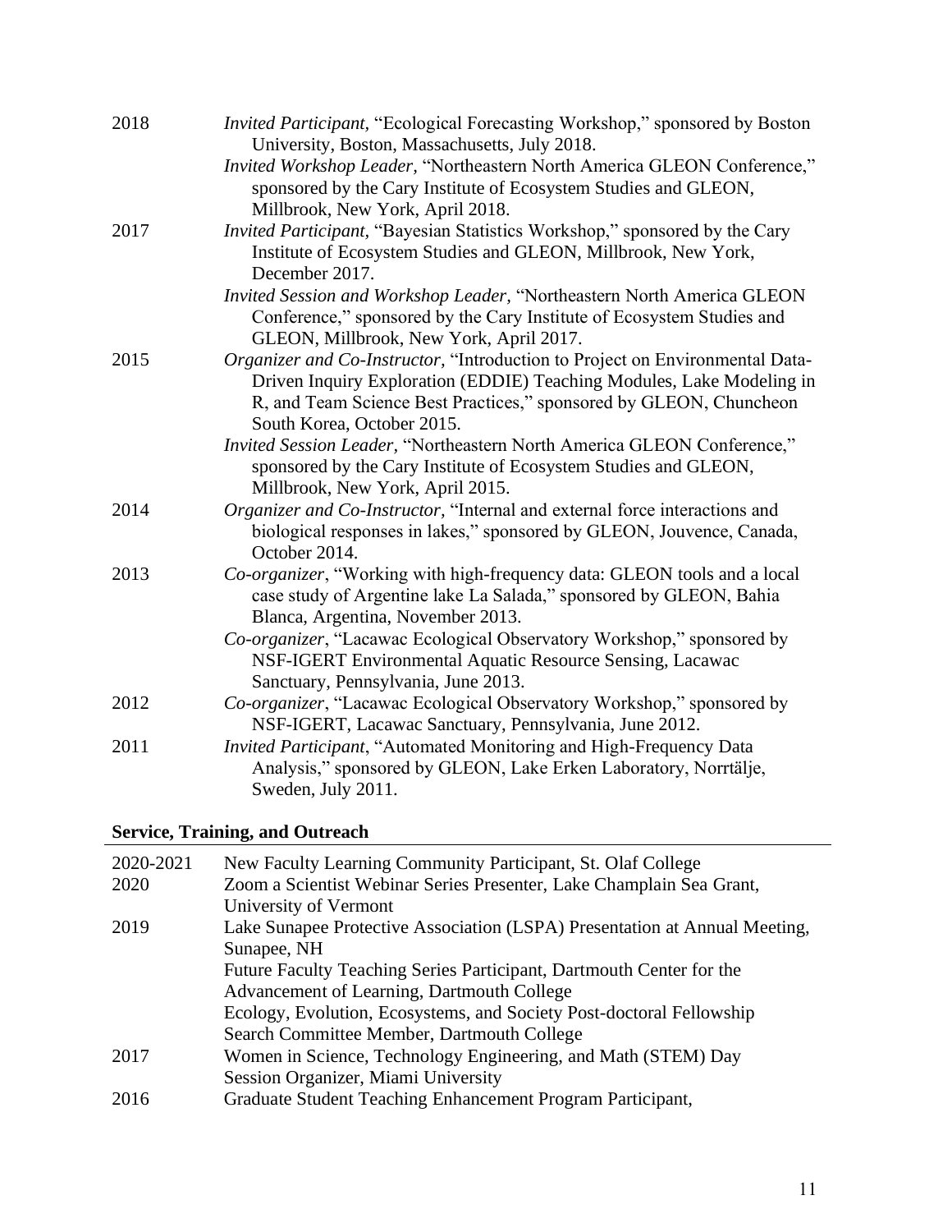2018 *Invited Participant*, "Ecological Forecasting Workshop," sponsored by Boston University, Boston, Massachusetts, July 2018.

*Invited Workshop Leader*, "Northeastern North America GLEON Conference," sponsored by the Cary Institute of Ecosystem Studies and GLEON, Millbrook, New York, April 2018.

2017 *Invited Participant,* "Bayesian Statistics Workshop," sponsored by the Cary Institute of Ecosystem Studies and GLEON, Millbrook, New York, December 2017.

*Invited Session and Workshop Leader,* "Northeastern North America GLEON Conference," sponsored by the Cary Institute of Ecosystem Studies and GLEON, Millbrook, New York, April 2017.

2015 *Organizer and Co-Instructor,* "Introduction to Project on Environmental Data-Driven Inquiry Exploration (EDDIE) Teaching Modules, Lake Modeling in R, and Team Science Best Practices," sponsored by GLEON, Chuncheon South Korea, October 2015.

*Invited Session Leader,* "Northeastern North America GLEON Conference," sponsored by the Cary Institute of Ecosystem Studies and GLEON, Millbrook, New York, April 2015.

2014 *Organizer and Co-Instructor,* "Internal and external force interactions and biological responses in lakes," sponsored by GLEON, Jouvence, Canada, October 2014.

2013 *Co-organizer*, "Working with high-frequency data: GLEON tools and a local case study of Argentine lake La Salada," sponsored by GLEON, Bahia Blanca, Argentina, November 2013.

*Co-organizer*, "Lacawac Ecological Observatory Workshop," sponsored by NSF-IGERT Environmental Aquatic Resource Sensing, Lacawac Sanctuary, Pennsylvania, June 2013.

2012 *Co-organizer*, "Lacawac Ecological Observatory Workshop," sponsored by NSF-IGERT, Lacawac Sanctuary, Pennsylvania, June 2012.

2011 *Invited Participant*, "Automated Monitoring and High-Frequency Data Analysis," sponsored by GLEON, Lake Erken Laboratory, Norrtälje, Sweden, July 2011.

## Service, Training, and Outreach

2020-2021 New Faculty Learning Community Participant, St. Olaf College

2020 Zoom a Scientist Webinar Series Presenter, Lake Champlain Sea Grant, University of Vermont

2019 Lake Sunapee Protective Association (LSPA) Presentation at Annual Meeting, Sunapee, NH

Future Faculty Teaching Series Participant, Dartmouth Center for the Advancement of Learning, Dartmouth College

Ecology, Evolution, Ecosystems, and Society Post-doctoral Fellowship Search Committee Member, Dartmouth College

2017 Women in Science, Technology Engineering, and Math (STEM) Day Session Organizer, Miami University

2016 Graduate Student Teaching Enhancement Program Participant,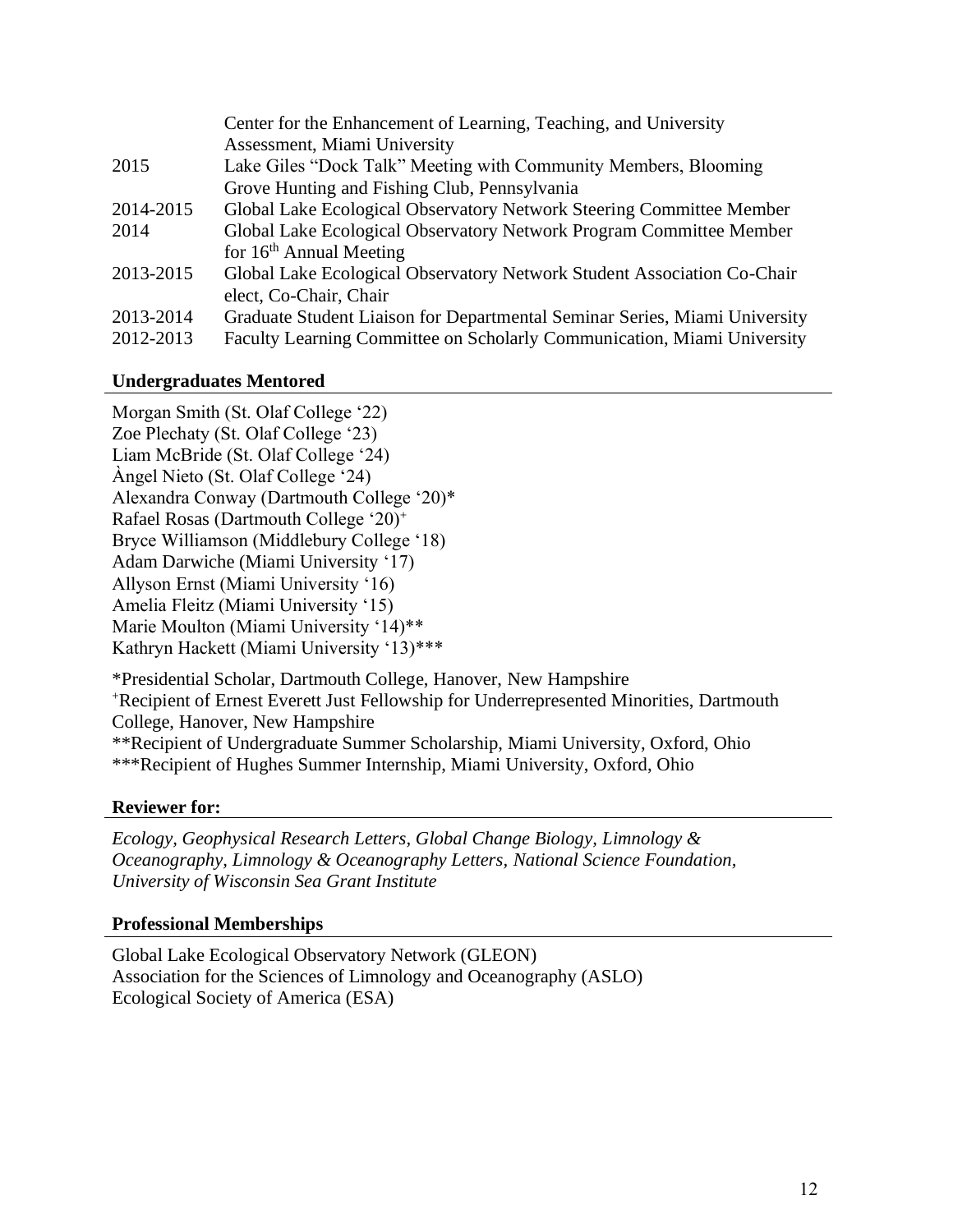| | |
|---|---|
| | Center for the Enhancement of Learning, Teaching, and University Assessment, Miami University |
| 2015 | Lake Giles "Dock Talk" Meeting with Community Members, Blooming Grove Hunting and Fishing Club, Pennsylvania |
| 2014-2015 | Global Lake Ecological Observatory Network Steering Committee Member |
| 2014 | Global Lake Ecological Observatory Network Program Committee Member for 16th Annual Meeting |
| 2013-2015 | Global Lake Ecological Observatory Network Student Association Co-Chair elect, Co-Chair, Chair |
| 2013-2014 | Graduate Student Liaison for Departmental Seminar Series, Miami University |
| 2012-2013 | Faculty Learning Committee on Scholarly Communication, Miami University |

**Undergraduates Mentored**

Morgan Smith (St. Olaf College '22)
Zoe Plechaty (St. Olaf College '23)
Liam McBride (St. Olaf College '24)
Àngel Nieto (St. Olaf College '24)
Alexandra Conway (Dartmouth College '20)*
Rafael Rosas (Dartmouth College '20)+
Bryce Williamson (Middlebury College '18)
Adam Darwiche (Miami University '17)
Allyson Ernst (Miami University '16)
Amelia Fleitz (Miami University '15)
Marie Moulton (Miami University '14)**
Kathryn Hackett (Miami University '13)***

*Presidential Scholar, Dartmouth College, Hanover, New Hampshire
+Recipient of Ernest Everett Just Fellowship for Underrepresented Minorities, Dartmouth College, Hanover, New Hampshire
**Recipient of Undergraduate Summer Scholarship, Miami University, Oxford, Ohio
***Recipient of Hughes Summer Internship, Miami University, Oxford, Ohio

**Reviewer for:**

*Ecology, Geophysical Research Letters, Global Change Biology, Limnology & Oceanography, Limnology & Oceanography Letters, National Science Foundation, University of Wisconsin Sea Grant Institute*

**Professional Memberships**

Global Lake Ecological Observatory Network (GLEON)
Association for the Sciences of Limnology and Oceanography (ASLO)
Ecological Society of America (ESA)